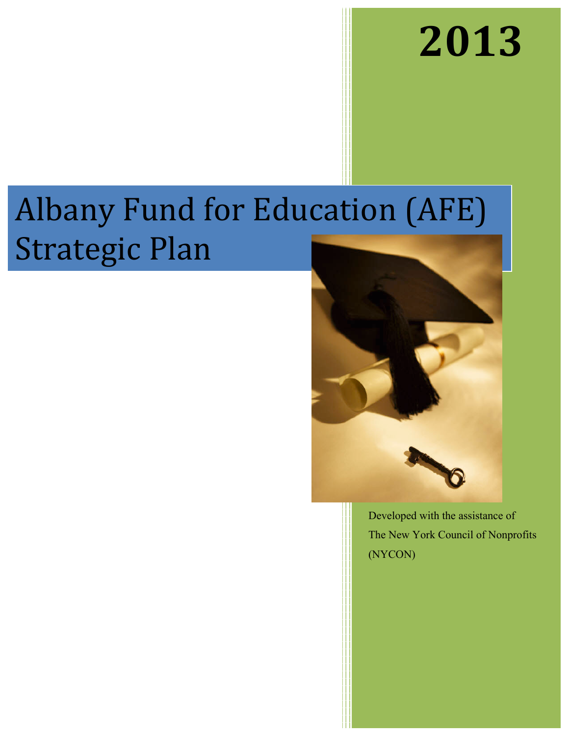# 2013

# Albany Fund for Education (AFE) Strategic Plan

Developed with the assistance of
The New York Council of Nonprofits
(NYCON)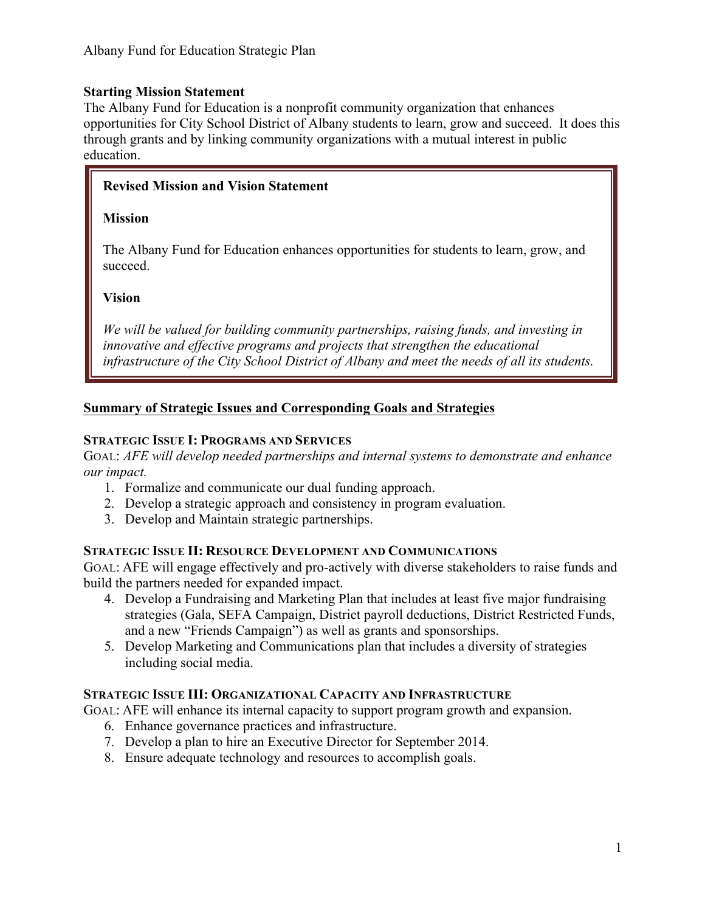**Starting Mission Statement**

The Albany Fund for Education is a nonprofit community organization that enhances opportunities for City School District of Albany students to learn, grow and succeed. It does this through grants and by linking community organizations with a mutual interest in public education.

**Revised Mission and Vision Statement**

**Mission**

The Albany Fund for Education enhances opportunities for students to learn, grow, and succeed.

**Vision**

*We will be valued for building community partnerships, raising funds, and investing in innovative and effective programs and projects that strengthen the educational infrastructure of the City School District of Albany and meet the needs of all its students.*

## Summary of Strategic Issues and Corresponding Goals and Strategies

### STRATEGIC ISSUE I: PROGRAMS AND SERVICES

GOAL: *AFE will develop needed partnerships and internal systems to demonstrate and enhance our impact.*

1. Formalize and communicate our dual funding approach.
2. Develop a strategic approach and consistency in program evaluation.
3. Develop and Maintain strategic partnerships.

### STRATEGIC ISSUE II: RESOURCE DEVELOPMENT AND COMMUNICATIONS

GOAL: AFE will engage effectively and pro-actively with diverse stakeholders to raise funds and build the partners needed for expanded impact.

4. Develop a Fundraising and Marketing Plan that includes at least five major fundraising strategies (Gala, SEFA Campaign, District payroll deductions, District Restricted Funds, and a new "Friends Campaign") as well as grants and sponsorships.
5. Develop Marketing and Communications plan that includes a diversity of strategies including social media.

### STRATEGIC ISSUE III: ORGANIZATIONAL CAPACITY AND INFRASTRUCTURE

GOAL: AFE will enhance its internal capacity to support program growth and expansion.

6. Enhance governance practices and infrastructure.
7. Develop a plan to hire an Executive Director for September 2014.
8. Ensure adequate technology and resources to accomplish goals.